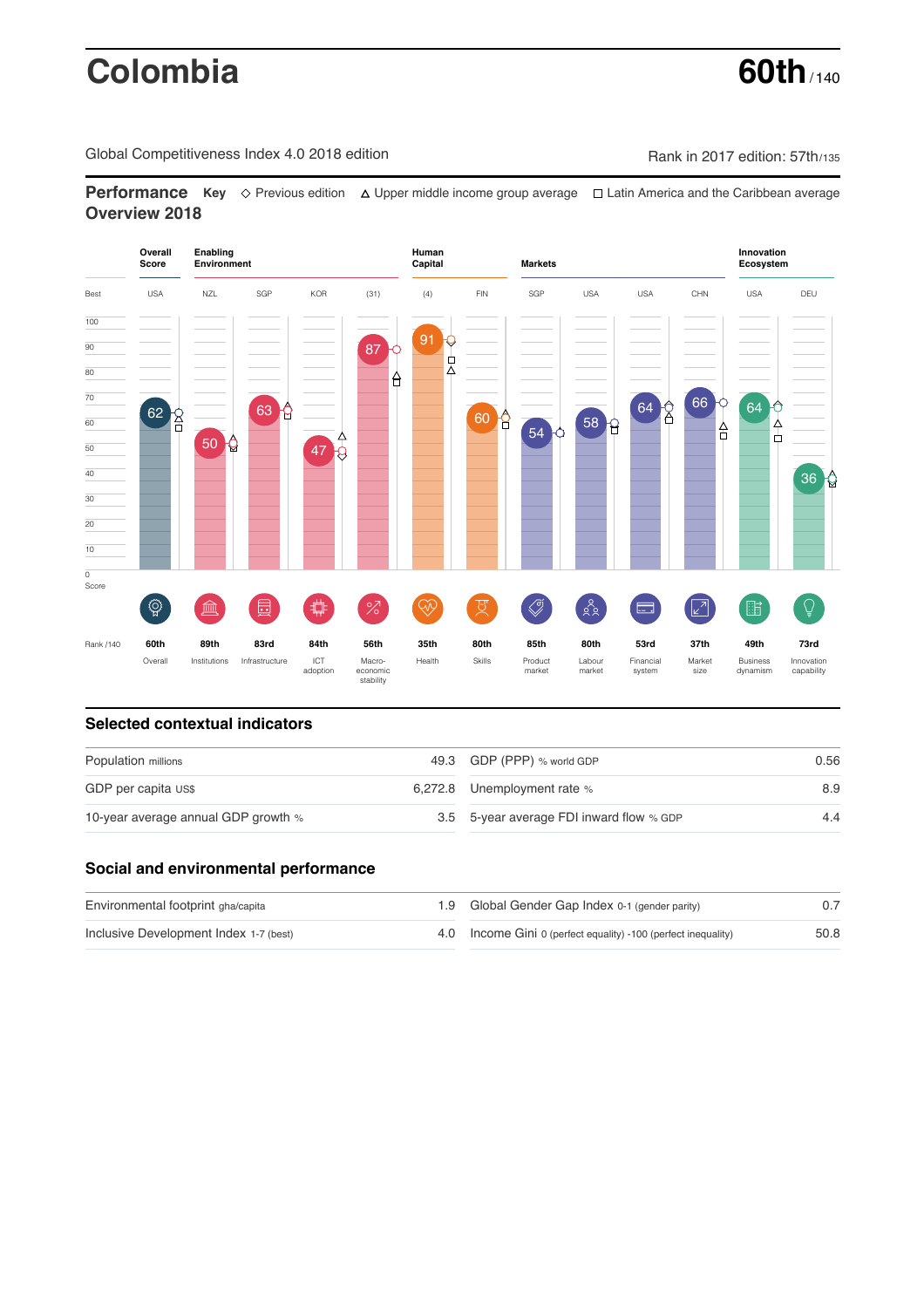# Colombia

**60th** / 140

Global Competitiveness Index 4.0 2018 edition

Rank in 2017 edition: 57th/135

## Performance Overview 2018

**Key** ◇ Previous edition △ Upper middle income group average □ Latin America and the Caribbean average

| | Overall Score | Enabling Environment | | | | Human Capital | | Markets | | | | Innovation Ecosystem | |
|---|---|---|---|---|---|---|---|---|---|---|---|---|---|
| Best | USA | NZL | SGP | KOR | (31) | (4) | FIN | SGP | USA | USA | CHN | USA | DEU |
| Score | 62 | 50 | 63 | 47 | 87 | 91 | 60 | 54 | 58 | 64 | 66 | 64 | 36 |
| Rank /140 | 60th | 89th | 83rd | 84th | 56th | 35th | 80th | 85th | 80th | 53rd | 37th | 49th | 73rd |
| | Overall | Institutions | Infrastructure | ICT adoption | Macro-economic stability | Health | Skills | Product market | Labour market | Financial system | Market size | Business dynamism | Innovation capability |

## Selected contextual indicators

| | | | |
|---|---|---|---|
| Population millions | 49.3 | GDP (PPP) % world GDP | 0.56 |
| GDP per capita US$ | 6,272.8 | Unemployment rate % | 8.9 |
| 10-year average annual GDP growth % | 3.5 | 5-year average FDI inward flow % GDP | 4.4 |

## Social and environmental performance

| | | | |
|---|---|---|---|
| Environmental footprint gha/capita | 1.9 | Global Gender Gap Index 0-1 (gender parity) | 0.7 |
| Inclusive Development Index 1-7 (best) | 4.0 | Income Gini 0 (perfect equality) -100 (perfect inequality) | 50.8 |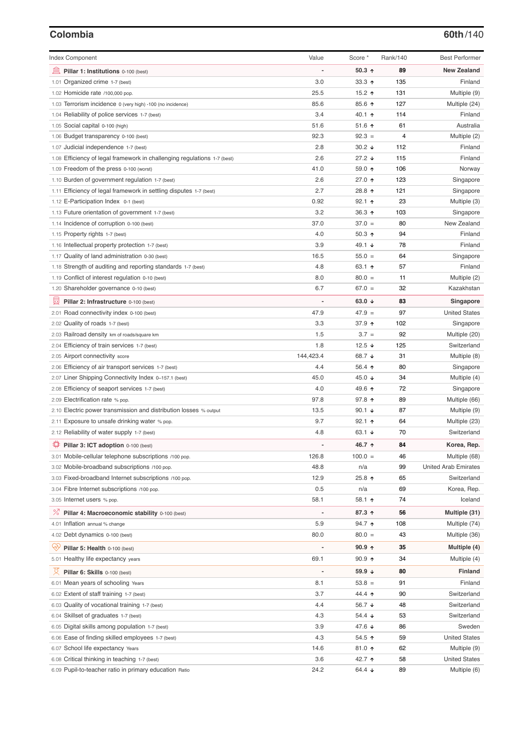## Colombia

**60th/140**

| Index Component | Value | Score * | Rank/140 | Best Performer |
|---|---|---|---|---|
| **Pillar 1: Institutions** 0-100 (best) | - | **50.3 ↑** | **89** | **New Zealand** |
| 1.01 Organized crime 1-7 (best) | 3.0 | 33.3 ↑ | 135 | Finland |
| 1.02 Homicide rate /100,000 pop. | 25.5 | 15.2 ↑ | 131 | Multiple (9) |
| 1.03 Terrorism incidence 0 (very high) -100 (no incidence) | 85.6 | 85.6 ↑ | 127 | Multiple (24) |
| 1.04 Reliability of police services 1-7 (best) | 3.4 | 40.1 ↑ | 114 | Finland |
| 1.05 Social capital 0-100 (high) | 51.6 | 51.6 ↑ | 61 | Australia |
| 1.06 Budget transparency 0-100 (best) | 92.3 | 92.3 = | 4 | Multiple (2) |
| 1.07 Judicial independence 1-7 (best) | 2.8 | 30.2 ↓ | 112 | Finland |
| 1.08 Efficiency of legal framework in challenging regulations 1-7 (best) | 2.6 | 27.2 ↓ | 115 | Finland |
| 1.09 Freedom of the press 0-100 (worst) | 41.0 | 59.0 ↑ | 106 | Norway |
| 1.10 Burden of government regulation 1-7 (best) | 2.6 | 27.0 ↑ | 123 | Singapore |
| 1.11 Efficiency of legal framework in settling disputes 1-7 (best) | 2.7 | 28.8 ↑ | 121 | Singapore |
| 1.12 E-Participation Index 0-1 (best) | 0.92 | 92.1 ↑ | 23 | Multiple (3) |
| 1.13 Future orientation of government 1-7 (best) | 3.2 | 36.3 ↑ | 103 | Singapore |
| 1.14 Incidence of corruption 0-100 (best) | 37.0 | 37.0 = | 80 | New Zealand |
| 1.15 Property rights 1-7 (best) | 4.0 | 50.3 ↑ | 94 | Finland |
| 1.16 Intellectual property protection 1-7 (best) | 3.9 | 49.1 ↓ | 78 | Finland |
| 1.17 Quality of land administration 0-30 (best) | 16.5 | 55.0 = | 64 | Singapore |
| 1.18 Strength of auditing and reporting standards 1-7 (best) | 4.8 | 63.1 ↑ | 57 | Finland |
| 1.19 Conflict of interest regulation 0-10 (best) | 8.0 | 80.0 = | 11 | Multiple (2) |
| 1.20 Shareholder governance 0-10 (best) | 6.7 | 67.0 = | 32 | Kazakhstan |
| **Pillar 2: Infrastructure** 0-100 (best) | - | **63.0 ↓** | **83** | **Singapore** |
| 2.01 Road connectivity index 0-100 (best) | 47.9 | 47.9 = | 97 | United States |
| 2.02 Quality of roads 1-7 (best) | 3.3 | 37.9 ↑ | 102 | Singapore |
| 2.03 Railroad density km of roads/square km | 1.5 | 3.7 = | 92 | Multiple (20) |
| 2.04 Efficiency of train services 1-7 (best) | 1.8 | 12.5 ↓ | 125 | Switzerland |
| 2.05 Airport connectivity score | 144,423.4 | 68.7 ↓ | 31 | Multiple (8) |
| 2.06 Efficiency of air transport services 1-7 (best) | 4.4 | 56.4 ↑ | 80 | Singapore |
| 2.07 Liner Shipping Connectivity Index 0–157.1 (best) | 45.0 | 45.0 ↓ | 34 | Multiple (4) |
| 2.08 Efficiency of seaport services 1-7 (best) | 4.0 | 49.6 ↑ | 72 | Singapore |
| 2.09 Electrification rate % pop. | 97.8 | 97.8 ↑ | 89 | Multiple (66) |
| 2.10 Electric power transmission and distribution losses % output | 13.5 | 90.1 ↓ | 87 | Multiple (9) |
| 2.11 Exposure to unsafe drinking water % pop. | 9.7 | 92.1 ↑ | 64 | Multiple (23) |
| 2.12 Reliability of water supply 1-7 (best) | 4.8 | 63.1 ↓ | 70 | Switzerland |
| **Pillar 3: ICT adoption** 0-100 (best) | - | **46.7 ↑** | **84** | **Korea, Rep.** |
| 3.01 Mobile-cellular telephone subscriptions /100 pop. | 126.8 | 100.0 = | 46 | Multiple (68) |
| 3.02 Mobile-broadband subscriptions /100 pop. | 48.8 | n/a | 99 | United Arab Emirates |
| 3.03 Fixed-broadband Internet subscriptions /100 pop. | 12.9 | 25.8 ↑ | 65 | Switzerland |
| 3.04 Fibre Internet subscriptions /100 pop. | 0.5 | n/a | 69 | Korea, Rep. |
| 3.05 Internet users % pop. | 58.1 | 58.1 ↑ | 74 | Iceland |
| **Pillar 4: Macroeconomic stability** 0-100 (best) | - | **87.3 ↑** | **56** | **Multiple (31)** |
| 4.01 Inflation annual % change | 5.9 | 94.7 ↑ | 108 | Multiple (74) |
| 4.02 Debt dynamics 0-100 (best) | 80.0 | 80.0 = | 43 | Multiple (36) |
| **Pillar 5: Health** 0-100 (best) | - | **90.9 ↑** | **35** | **Multiple (4)** |
| 5.01 Healthy life expectancy years | 69.1 | 90.9 ↑ | 34 | Multiple (4) |
| **Pillar 6: Skills** 0-100 (best) | - | **59.9 ↓** | **80** | **Finland** |
| 6.01 Mean years of schooling Years | 8.1 | 53.8 = | 91 | Finland |
| 6.02 Extent of staff training 1-7 (best) | 3.7 | 44.4 ↑ | 90 | Switzerland |
| 6.03 Quality of vocational training 1-7 (best) | 4.4 | 56.7 ↓ | 48 | Switzerland |
| 6.04 Skillset of graduates 1-7 (best) | 4.3 | 54.4 ↓ | 53 | Switzerland |
| 6.05 Digital skills among population 1-7 (best) | 3.9 | 47.6 ↓ | 86 | Sweden |
| 6.06 Ease of finding skilled employees 1-7 (best) | 4.3 | 54.5 ↑ | 59 | United States |
| 6.07 School life expectancy Years | 14.6 | 81.0 ↑ | 62 | Multiple (9) |
| 6.08 Critical thinking in teaching 1-7 (best) | 3.6 | 42.7 ↑ | 58 | United States |
| 6.09 Pupil-to-teacher ratio in primary education Ratio | 24.2 | 64.4 ↓ | 89 | Multiple (6) |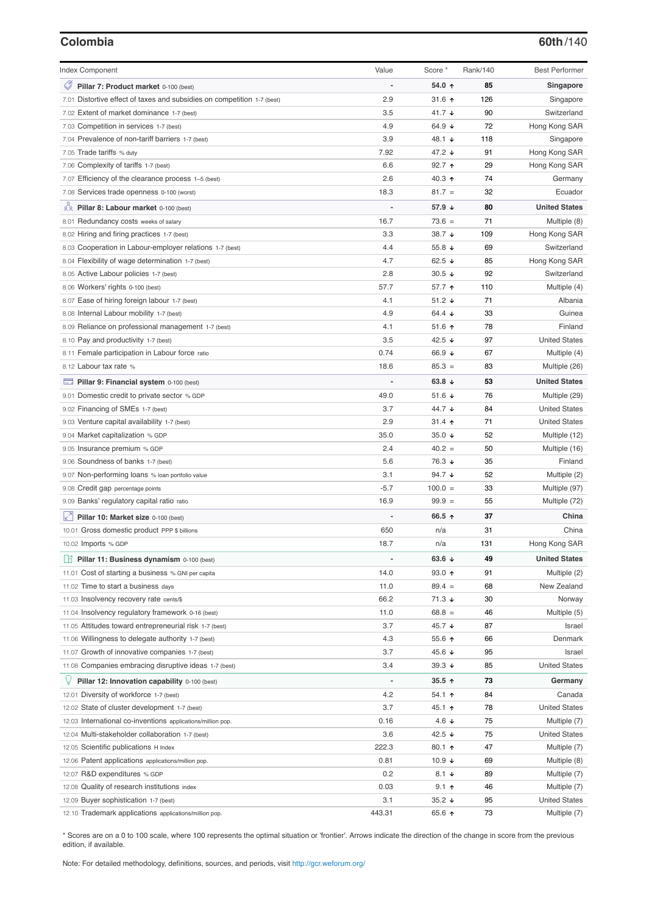## Colombia

**60th**/140

| Index Component | Value | Score * | Rank/140 | Best Performer |
|---|---|---|---|---|
| **Pillar 7: Product market** 0-100 (best) | - | **54.0 ↑** | **85** | **Singapore** |
| 7.01 Distortive effect of taxes and subsidies on competition 1-7 (best) | 2.9 | 31.6 ↑ | 126 | Singapore |
| 7.02 Extent of market dominance 1-7 (best) | 3.5 | 41.7 ↓ | 90 | Switzerland |
| 7.03 Competition in services 1-7 (best) | 4.9 | 64.9 ↓ | 72 | Hong Kong SAR |
| 7.04 Prevalence of non-tariff barriers 1-7 (best) | 3.9 | 48.1 ↓ | 118 | Singapore |
| 7.05 Trade tariffs % duty | 7.92 | 47.2 ↓ | 91 | Hong Kong SAR |
| 7.06 Complexity of tariffs 1-7 (best) | 6.6 | 92.7 ↑ | 29 | Hong Kong SAR |
| 7.07 Efficiency of the clearance process 1–5 (best) | 2.6 | 40.3 ↑ | 74 | Germany |
| 7.08 Services trade openness 0-100 (worst) | 18.3 | 81.7 = | 32 | Ecuador |
| **Pillar 8: Labour market** 0-100 (best) | - | **57.9 ↓** | **80** | **United States** |
| 8.01 Redundancy costs weeks of salary | 16.7 | 73.6 = | 71 | Multiple (8) |
| 8.02 Hiring and firing practices 1-7 (best) | 3.3 | 38.7 ↓ | 109 | Hong Kong SAR |
| 8.03 Cooperation in Labour-employer relations 1-7 (best) | 4.4 | 55.8 ↓ | 69 | Switzerland |
| 8.04 Flexibility of wage determination 1-7 (best) | 4.7 | 62.5 ↓ | 85 | Hong Kong SAR |
| 8.05 Active Labour policies 1-7 (best) | 2.8 | 30.5 ↓ | 92 | Switzerland |
| 8.06 Workers' rights 0-100 (best) | 57.7 | 57.7 ↑ | 110 | Multiple (4) |
| 8.07 Ease of hiring foreign labour 1-7 (best) | 4.1 | 51.2 ↓ | 71 | Albania |
| 8.08 Internal Labour mobility 1-7 (best) | 4.9 | 64.4 ↓ | 33 | Guinea |
| 8.09 Reliance on professional management 1-7 (best) | 4.1 | 51.6 ↑ | 78 | Finland |
| 8.10 Pay and productivity 1-7 (best) | 3.5 | 42.5 ↓ | 97 | United States |
| 8.11 Female participation in Labour force ratio | 0.74 | 66.9 ↓ | 67 | Multiple (4) |
| 8.12 Labour tax rate % | 18.6 | 85.3 = | 83 | Multiple (26) |
| **Pillar 9: Financial system** 0-100 (best) | - | **63.8 ↓** | **53** | **United States** |
| 9.01 Domestic credit to private sector % GDP | 49.0 | 51.6 ↓ | 76 | Multiple (29) |
| 9.02 Financing of SMEs 1-7 (best) | 3.7 | 44.7 ↓ | 84 | United States |
| 9.03 Venture capital availability 1-7 (best) | 2.9 | 31.4 ↑ | 71 | United States |
| 9.04 Market capitalization % GDP | 35.0 | 35.0 ↓ | 52 | Multiple (12) |
| 9.05 Insurance premium % GDP | 2.4 | 40.2 = | 50 | Multiple (16) |
| 9.06 Soundness of banks 1-7 (best) | 5.6 | 76.3 ↓ | 35 | Finland |
| 9.07 Non-performing loans % loan portfolio value | 3.1 | 94.7 ↓ | 52 | Multiple (2) |
| 9.08 Credit gap percentage points | -5.7 | 100.0 = | 33 | Multiple (97) |
| 9.09 Banks' regulatory capital ratio ratio | 16.9 | 99.9 = | 55 | Multiple (72) |
| **Pillar 10: Market size** 0-100 (best) | - | **66.5 ↑** | **37** | **China** |
| 10.01 Gross domestic product PPP $ billions | 650 | n/a | 31 | China |
| 10.02 Imports % GDP | 18.7 | n/a | 131 | Hong Kong SAR |
| **Pillar 11: Business dynamism** 0-100 (best) | - | **63.6 ↓** | **49** | **United States** |
| 11.01 Cost of starting a business % GNI per capita | 14.0 | 93.0 ↑ | 91 | Multiple (2) |
| 11.02 Time to start a business days | 11.0 | 89.4 = | 68 | New Zealand |
| 11.03 Insolvency recovery rate cents/$ | 66.2 | 71.3 ↓ | 30 | Norway |
| 11.04 Insolvency regulatory framework 0-16 (best) | 11.0 | 68.8 = | 46 | Multiple (5) |
| 11.05 Attitudes toward entrepreneurial risk 1-7 (best) | 3.7 | 45.7 ↓ | 87 | Israel |
| 11.06 Willingness to delegate authority 1-7 (best) | 4.3 | 55.6 ↑ | 66 | Denmark |
| 11.07 Growth of innovative companies 1-7 (best) | 3.7 | 45.6 ↓ | 95 | Israel |
| 11.08 Companies embracing disruptive ideas 1-7 (best) | 3.4 | 39.3 ↓ | 85 | United States |
| **Pillar 12: Innovation capability** 0-100 (best) | - | **35.5 ↑** | **73** | **Germany** |
| 12.01 Diversity of workforce 1-7 (best) | 4.2 | 54.1 ↑ | 84 | Canada |
| 12.02 State of cluster development 1-7 (best) | 3.7 | 45.1 ↑ | 78 | United States |
| 12.03 International co-inventions applications/million pop. | 0.16 | 4.6 ↓ | 75 | Multiple (7) |
| 12.04 Multi-stakeholder collaboration 1-7 (best) | 3.6 | 42.5 ↓ | 75 | United States |
| 12.05 Scientific publications H Index | 222.3 | 80.1 ↑ | 47 | Multiple (7) |
| 12.06 Patent applications applications/million pop. | 0.81 | 10.9 ↓ | 69 | Multiple (8) |
| 12.07 R&D expenditures % GDP | 0.2 | 8.1 ↓ | 89 | Multiple (7) |
| 12.08 Quality of research institutions index | 0.03 | 9.1 ↑ | 46 | Multiple (7) |
| 12.09 Buyer sophistication 1-7 (best) | 3.1 | 35.2 ↓ | 95 | United States |
| 12.10 Trademark applications applications/million pop. | 443.31 | 65.6 ↑ | 73 | Multiple (7) |

* Scores are on a 0 to 100 scale, where 100 represents the optimal situation or 'frontier'. Arrows indicate the direction of the change in score from the previous edition, if available.

Note: For detailed methodology, definitions, sources, and periods, visit http://gcr.weforum.org/